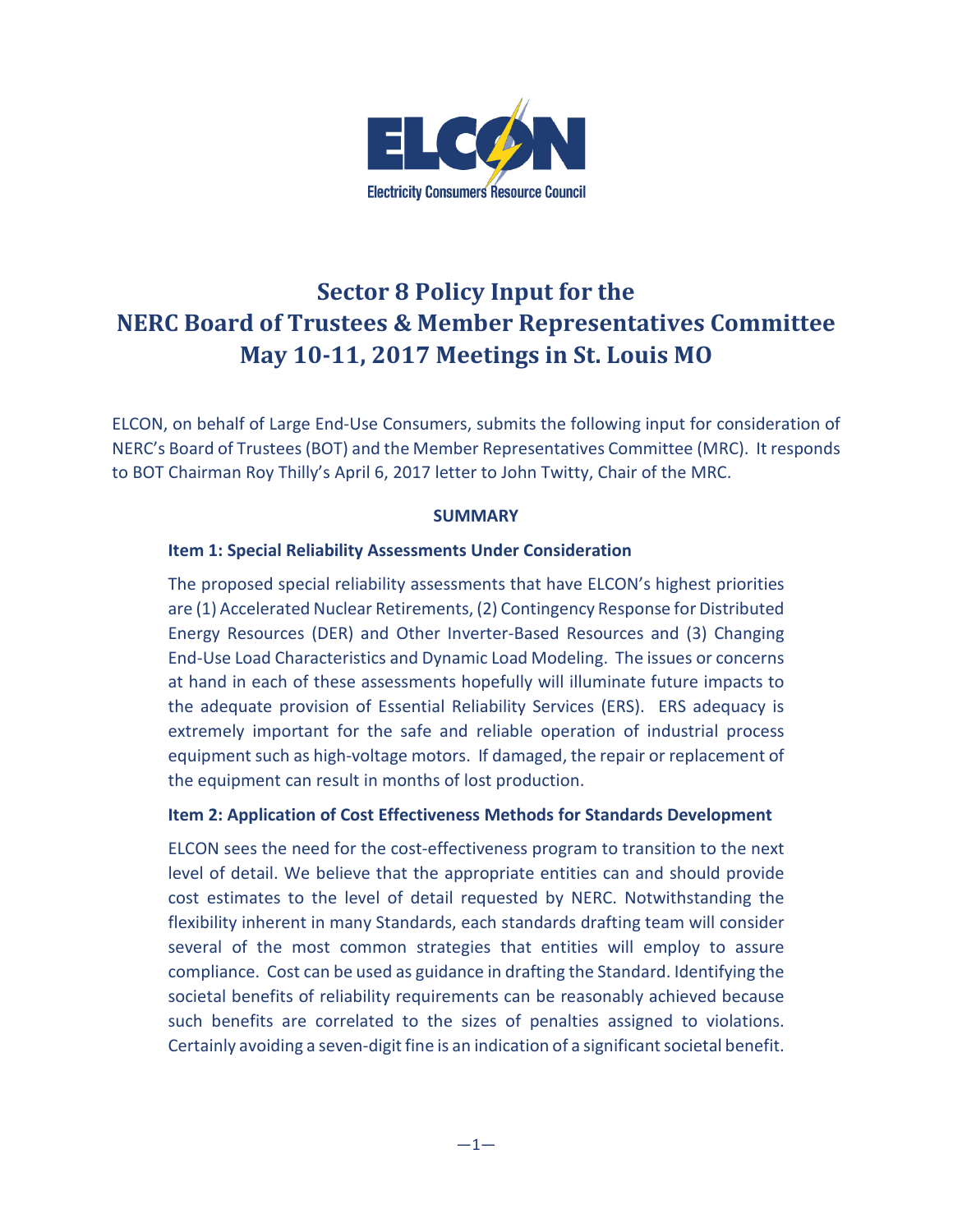ELCON

Electricity Consumers Resource Council

# Sector 8 Policy Input for the NERC Board of Trustees & Member Representatives Committee May 10-11, 2017 Meetings in St. Louis MO

ELCON, on behalf of Large End-Use Consumers, submits the following input for consideration of NERC's Board of Trustees (BOT) and the Member Representatives Committee (MRC). It responds to BOT Chairman Roy Thilly's April 6, 2017 letter to John Twitty, Chair of the MRC.

## SUMMARY

### Item 1: Special Reliability Assessments Under Consideration

The proposed special reliability assessments that have ELCON's highest priorities are (1) Accelerated Nuclear Retirements, (2) Contingency Response for Distributed Energy Resources (DER) and Other Inverter-Based Resources and (3) Changing End-Use Load Characteristics and Dynamic Load Modeling. The issues or concerns at hand in each of these assessments hopefully will illuminate future impacts to the adequate provision of Essential Reliability Services (ERS). ERS adequacy is extremely important for the safe and reliable operation of industrial process equipment such as high-voltage motors. If damaged, the repair or replacement of the equipment can result in months of lost production.

### Item 2: Application of Cost Effectiveness Methods for Standards Development

ELCON sees the need for the cost-effectiveness program to transition to the next level of detail. We believe that the appropriate entities can and should provide cost estimates to the level of detail requested by NERC. Notwithstanding the flexibility inherent in many Standards, each standards drafting team will consider several of the most common strategies that entities will employ to assure compliance. Cost can be used as guidance in drafting the Standard. Identifying the societal benefits of reliability requirements can be reasonably achieved because such benefits are correlated to the sizes of penalties assigned to violations. Certainly avoiding a seven-digit fine is an indication of a significant societal benefit.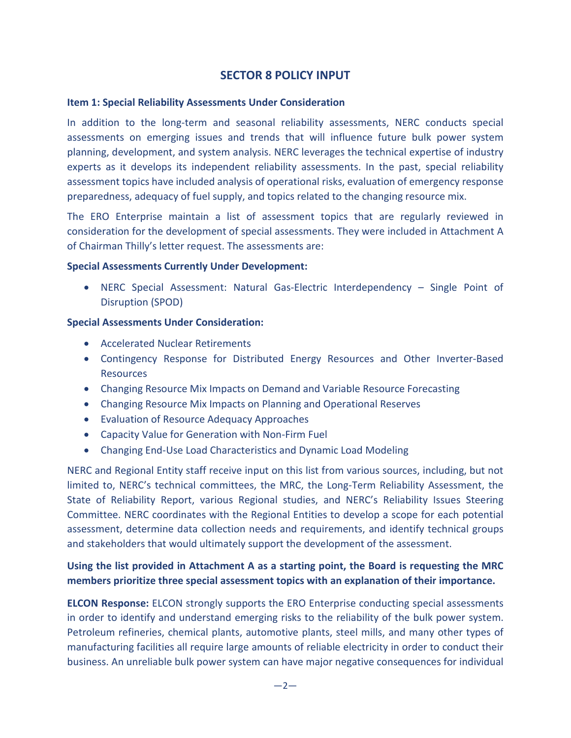## SECTOR 8 POLICY INPUT

**Item 1: Special Reliability Assessments Under Consideration**

In addition to the long-term and seasonal reliability assessments, NERC conducts special assessments on emerging issues and trends that will influence future bulk power system planning, development, and system analysis. NERC leverages the technical expertise of industry experts as it develops its independent reliability assessments. In the past, special reliability assessment topics have included analysis of operational risks, evaluation of emergency response preparedness, adequacy of fuel supply, and topics related to the changing resource mix.

The ERO Enterprise maintain a list of assessment topics that are regularly reviewed in consideration for the development of special assessments. They were included in Attachment A of Chairman Thilly's letter request. The assessments are:

**Special Assessments Currently Under Development:**

- NERC Special Assessment: Natural Gas-Electric Interdependency – Single Point of Disruption (SPOD)

**Special Assessments Under Consideration:**

- Accelerated Nuclear Retirements
- Contingency Response for Distributed Energy Resources and Other Inverter-Based Resources
- Changing Resource Mix Impacts on Demand and Variable Resource Forecasting
- Changing Resource Mix Impacts on Planning and Operational Reserves
- Evaluation of Resource Adequacy Approaches
- Capacity Value for Generation with Non-Firm Fuel
- Changing End-Use Load Characteristics and Dynamic Load Modeling

NERC and Regional Entity staff receive input on this list from various sources, including, but not limited to, NERC's technical committees, the MRC, the Long-Term Reliability Assessment, the State of Reliability Report, various Regional studies, and NERC's Reliability Issues Steering Committee. NERC coordinates with the Regional Entities to develop a scope for each potential assessment, determine data collection needs and requirements, and identify technical groups and stakeholders that would ultimately support the development of the assessment.

**Using the list provided in Attachment A as a starting point, the Board is requesting the MRC members prioritize three special assessment topics with an explanation of their importance.**

**ELCON Response:** ELCON strongly supports the ERO Enterprise conducting special assessments in order to identify and understand emerging risks to the reliability of the bulk power system. Petroleum refineries, chemical plants, automotive plants, steel mills, and many other types of manufacturing facilities all require large amounts of reliable electricity in order to conduct their business. An unreliable bulk power system can have major negative consequences for individual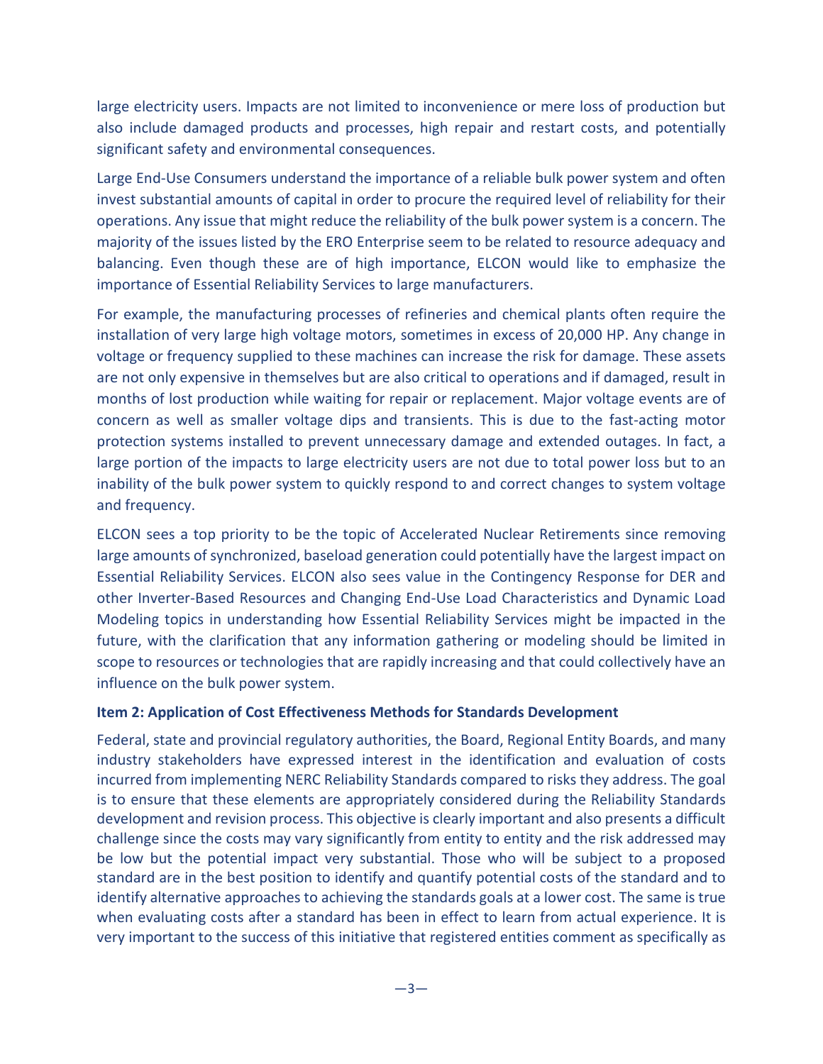large electricity users. Impacts are not limited to inconvenience or mere loss of production but also include damaged products and processes, high repair and restart costs, and potentially significant safety and environmental consequences.

Large End-Use Consumers understand the importance of a reliable bulk power system and often invest substantial amounts of capital in order to procure the required level of reliability for their operations. Any issue that might reduce the reliability of the bulk power system is a concern. The majority of the issues listed by the ERO Enterprise seem to be related to resource adequacy and balancing. Even though these are of high importance, ELCON would like to emphasize the importance of Essential Reliability Services to large manufacturers.

For example, the manufacturing processes of refineries and chemical plants often require the installation of very large high voltage motors, sometimes in excess of 20,000 HP. Any change in voltage or frequency supplied to these machines can increase the risk for damage. These assets are not only expensive in themselves but are also critical to operations and if damaged, result in months of lost production while waiting for repair or replacement. Major voltage events are of concern as well as smaller voltage dips and transients. This is due to the fast-acting motor protection systems installed to prevent unnecessary damage and extended outages. In fact, a large portion of the impacts to large electricity users are not due to total power loss but to an inability of the bulk power system to quickly respond to and correct changes to system voltage and frequency.

ELCON sees a top priority to be the topic of Accelerated Nuclear Retirements since removing large amounts of synchronized, baseload generation could potentially have the largest impact on Essential Reliability Services. ELCON also sees value in the Contingency Response for DER and other Inverter-Based Resources and Changing End-Use Load Characteristics and Dynamic Load Modeling topics in understanding how Essential Reliability Services might be impacted in the future, with the clarification that any information gathering or modeling should be limited in scope to resources or technologies that are rapidly increasing and that could collectively have an influence on the bulk power system.

**Item 2: Application of Cost Effectiveness Methods for Standards Development**

Federal, state and provincial regulatory authorities, the Board, Regional Entity Boards, and many industry stakeholders have expressed interest in the identification and evaluation of costs incurred from implementing NERC Reliability Standards compared to risks they address. The goal is to ensure that these elements are appropriately considered during the Reliability Standards development and revision process. This objective is clearly important and also presents a difficult challenge since the costs may vary significantly from entity to entity and the risk addressed may be low but the potential impact very substantial. Those who will be subject to a proposed standard are in the best position to identify and quantify potential costs of the standard and to identify alternative approaches to achieving the standards goals at a lower cost. The same is true when evaluating costs after a standard has been in effect to learn from actual experience. It is very important to the success of this initiative that registered entities comment as specifically as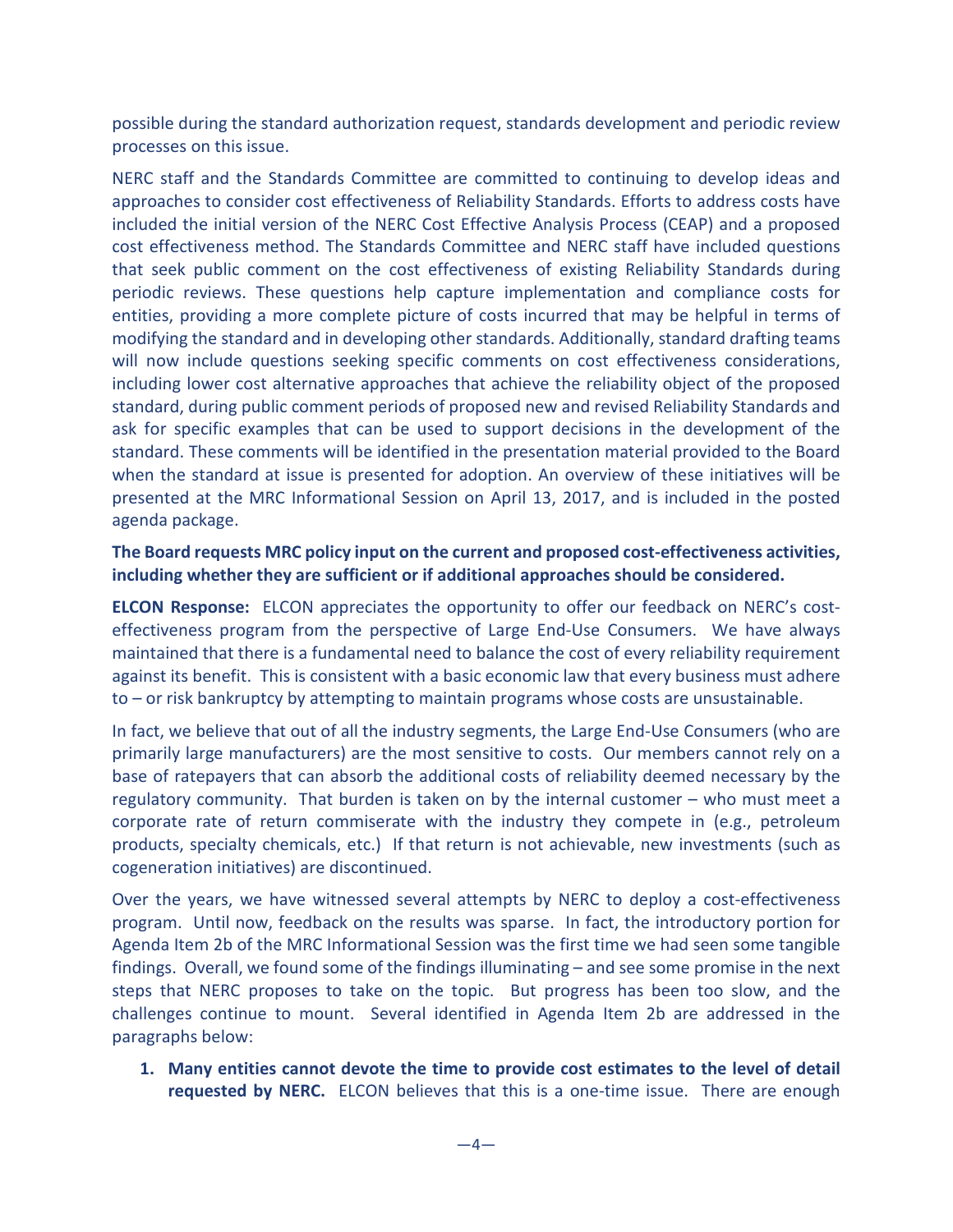possible during the standard authorization request, standards development and periodic review processes on this issue.

NERC staff and the Standards Committee are committed to continuing to develop ideas and approaches to consider cost effectiveness of Reliability Standards. Efforts to address costs have included the initial version of the NERC Cost Effective Analysis Process (CEAP) and a proposed cost effectiveness method. The Standards Committee and NERC staff have included questions that seek public comment on the cost effectiveness of existing Reliability Standards during periodic reviews. These questions help capture implementation and compliance costs for entities, providing a more complete picture of costs incurred that may be helpful in terms of modifying the standard and in developing other standards. Additionally, standard drafting teams will now include questions seeking specific comments on cost effectiveness considerations, including lower cost alternative approaches that achieve the reliability object of the proposed standard, during public comment periods of proposed new and revised Reliability Standards and ask for specific examples that can be used to support decisions in the development of the standard. These comments will be identified in the presentation material provided to the Board when the standard at issue is presented for adoption. An overview of these initiatives will be presented at the MRC Informational Session on April 13, 2017, and is included in the posted agenda package.

**The Board requests MRC policy input on the current and proposed cost-effectiveness activities, including whether they are sufficient or if additional approaches should be considered.**

**ELCON Response:** ELCON appreciates the opportunity to offer our feedback on NERC's cost-effectiveness program from the perspective of Large End-Use Consumers. We have always maintained that there is a fundamental need to balance the cost of every reliability requirement against its benefit. This is consistent with a basic economic law that every business must adhere to – or risk bankruptcy by attempting to maintain programs whose costs are unsustainable.

In fact, we believe that out of all the industry segments, the Large End-Use Consumers (who are primarily large manufacturers) are the most sensitive to costs. Our members cannot rely on a base of ratepayers that can absorb the additional costs of reliability deemed necessary by the regulatory community. That burden is taken on by the internal customer – who must meet a corporate rate of return commiserate with the industry they compete in (e.g., petroleum products, specialty chemicals, etc.) If that return is not achievable, new investments (such as cogeneration initiatives) are discontinued.

Over the years, we have witnessed several attempts by NERC to deploy a cost-effectiveness program. Until now, feedback on the results was sparse. In fact, the introductory portion for Agenda Item 2b of the MRC Informational Session was the first time we had seen some tangible findings. Overall, we found some of the findings illuminating – and see some promise in the next steps that NERC proposes to take on the topic. But progress has been too slow, and the challenges continue to mount. Several identified in Agenda Item 2b are addressed in the paragraphs below:

1. **Many entities cannot devote the time to provide cost estimates to the level of detail requested by NERC.** ELCON believes that this is a one-time issue. There are enough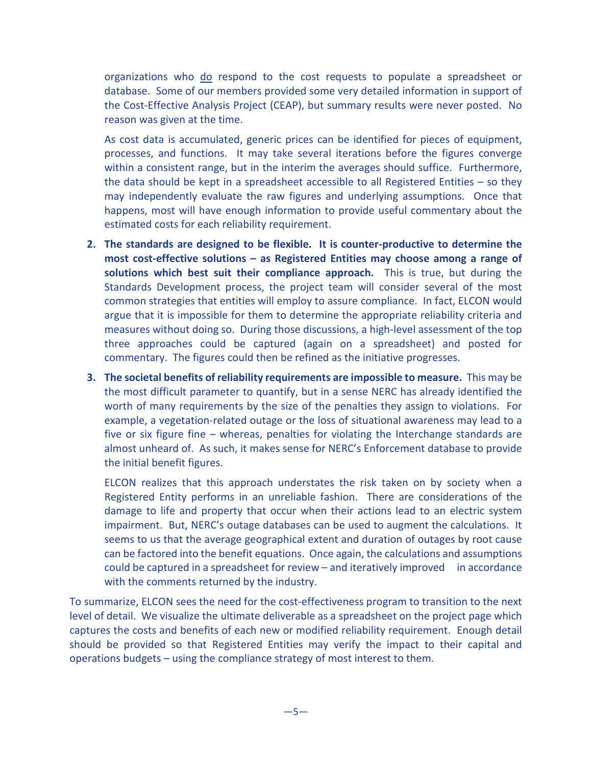organizations who <u>do</u> respond to the cost requests to populate a spreadsheet or database. Some of our members provided some very detailed information in support of the Cost-Effective Analysis Project (CEAP), but summary results were never posted. No reason was given at the time.

As cost data is accumulated, generic prices can be identified for pieces of equipment, processes, and functions. It may take several iterations before the figures converge within a consistent range, but in the interim the averages should suffice. Furthermore, the data should be kept in a spreadsheet accessible to all Registered Entities – so they may independently evaluate the raw figures and underlying assumptions. Once that happens, most will have enough information to provide useful commentary about the estimated costs for each reliability requirement.

2. **The standards are designed to be flexible. It is counter-productive to determine the most cost-effective solutions – as Registered Entities may choose among a range of solutions which best suit their compliance approach.** This is true, but during the Standards Development process, the project team will consider several of the most common strategies that entities will employ to assure compliance. In fact, ELCON would argue that it is impossible for them to determine the appropriate reliability criteria and measures without doing so. During those discussions, a high-level assessment of the top three approaches could be captured (again on a spreadsheet) and posted for commentary. The figures could then be refined as the initiative progresses.

3. **The societal benefits of reliability requirements are impossible to measure.** This may be the most difficult parameter to quantify, but in a sense NERC has already identified the worth of many requirements by the size of the penalties they assign to violations. For example, a vegetation-related outage or the loss of situational awareness may lead to a five or six figure fine – whereas, penalties for violating the Interchange standards are almost unheard of. As such, it makes sense for NERC's Enforcement database to provide the initial benefit figures.

   ELCON realizes that this approach understates the risk taken on by society when a Registered Entity performs in an unreliable fashion. There are considerations of the damage to life and property that occur when their actions lead to an electric system impairment. But, NERC's outage databases can be used to augment the calculations. It seems to us that the average geographical extent and duration of outages by root cause can be factored into the benefit equations. Once again, the calculations and assumptions could be captured in a spreadsheet for review – and iteratively improved in accordance with the comments returned by the industry.

To summarize, ELCON sees the need for the cost-effectiveness program to transition to the next level of detail. We visualize the ultimate deliverable as a spreadsheet on the project page which captures the costs and benefits of each new or modified reliability requirement. Enough detail should be provided so that Registered Entities may verify the impact to their capital and operations budgets – using the compliance strategy of most interest to them.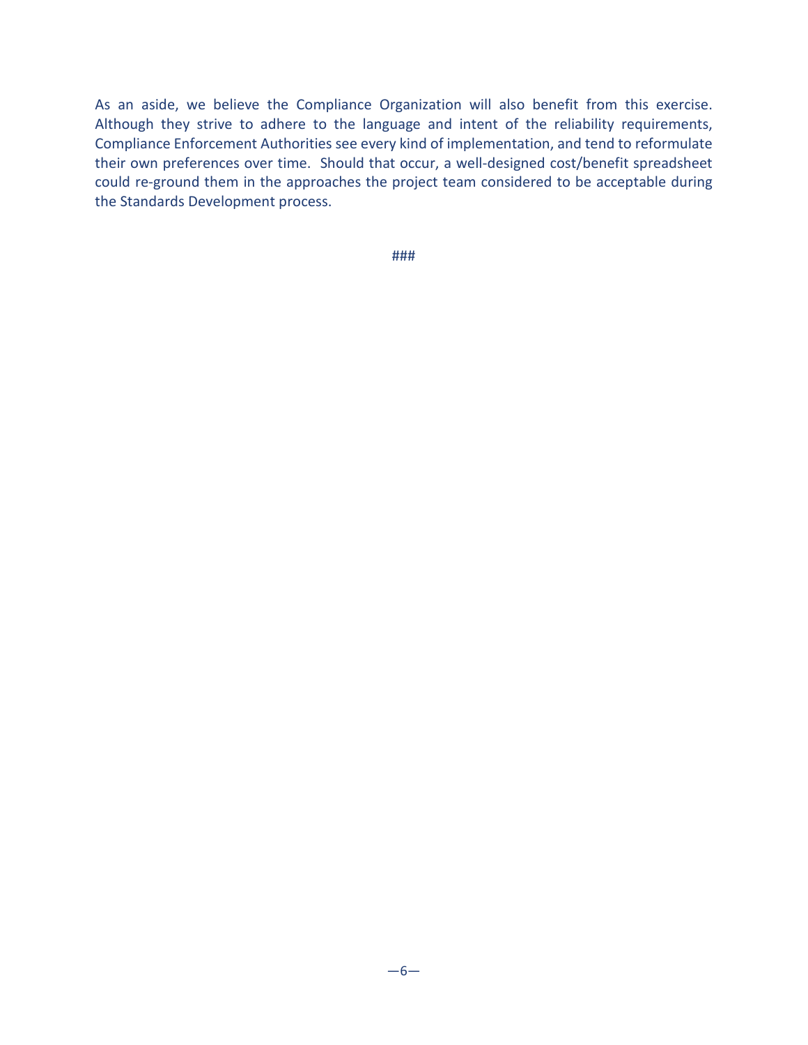As an aside, we believe the Compliance Organization will also benefit from this exercise. Although they strive to adhere to the language and intent of the reliability requirements, Compliance Enforcement Authorities see every kind of implementation, and tend to reformulate their own preferences over time. Should that occur, a well-designed cost/benefit spreadsheet could re-ground them in the approaches the project team considered to be acceptable during the Standards Development process.

###